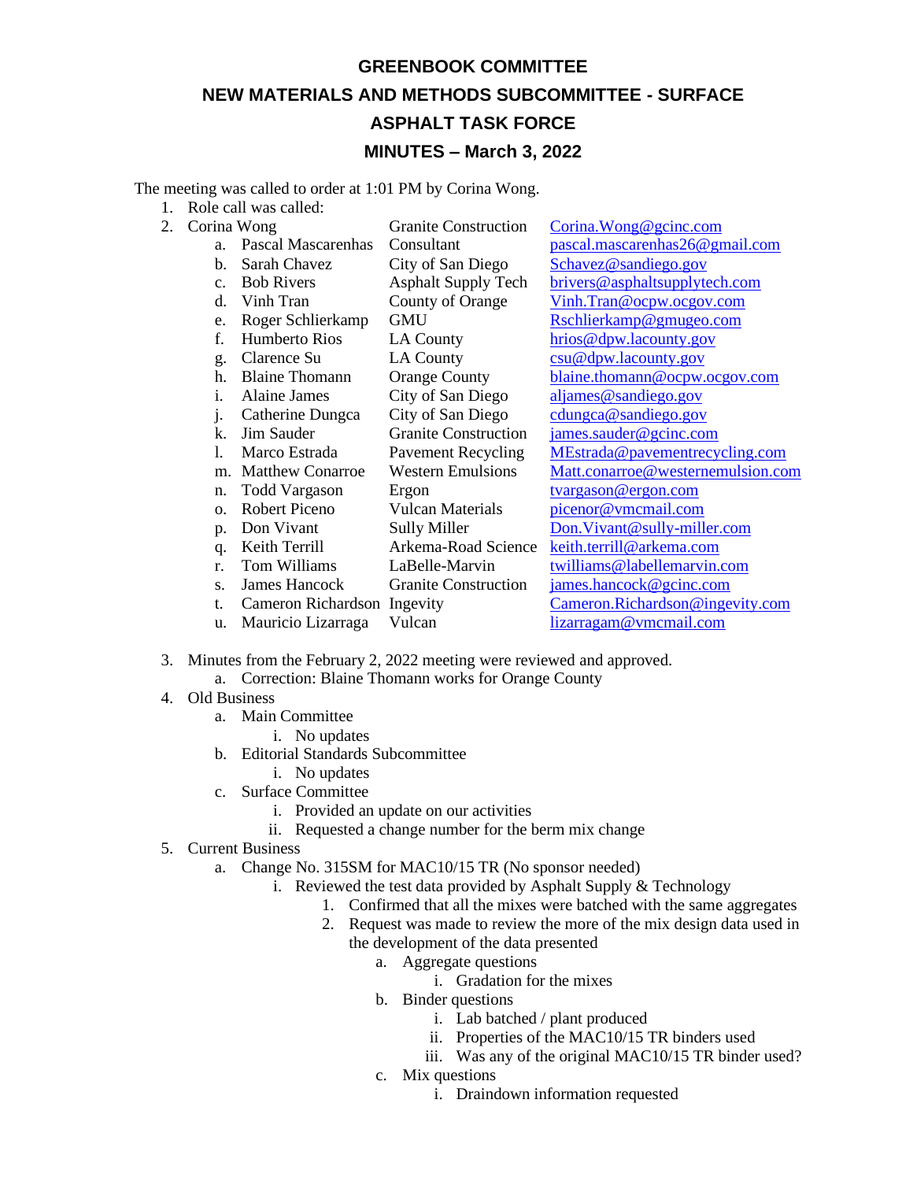# GREENBOOK COMMITTEE

## NEW MATERIALS AND METHODS SUBCOMMITTEE - SURFACE

## ASPHALT TASK FORCE

## MINUTES – March 3, 2022

The meeting was called to order at 1:01 PM by Corina Wong.

1. Role call was called:
2. Corina Wong — Granite Construction — Corina.Wong@gcinc.com
    a. Pascal Mascarenhas — Consultant — pascal.mascarenhas26@gmail.com
    b. Sarah Chavez — City of San Diego — Schavez@sandiego.gov
    c. Bob Rivers — Asphalt Supply Tech — brivers@asphaltsupplytech.com
    d. Vinh Tran — County of Orange — Vinh.Tran@ocpw.ocgov.com
    e. Roger Schlierkamp — GMU — Rschlierkamp@gmugeo.com
    f. Humberto Rios — LA County — hrios@dpw.lacounty.gov
    g. Clarence Su — LA County — csu@dpw.lacounty.gov
    h. Blaine Thomann — Orange County — blaine.thomann@ocpw.ocgov.com
    i. Alaine James — City of San Diego — aljames@sandiego.gov
    j. Catherine Dungca — City of San Diego — cdungca@sandiego.gov
    k. Jim Sauder — Granite Construction — james.sauder@gcinc.com
    l. Marco Estrada — Pavement Recycling — MEstrada@pavementrecycling.com
    m. Matthew Conarroe — Western Emulsions — Matt.conarroe@westernemulsion.com
    n. Todd Vargason — Ergon — tvargason@ergon.com
    o. Robert Piceno — Vulcan Materials — picenor@vmcmail.com
    p. Don Vivant — Sully Miller — Don.Vivant@sully-miller.com
    q. Keith Terrill — Arkema-Road Science — keith.terrill@arkema.com
    r. Tom Williams — LaBelle-Marvin — twilliams@labellemarvin.com
    s. James Hancock — Granite Construction — james.hancock@gcinc.com
    t. Cameron Richardson — Ingevity — Cameron.Richardson@ingevity.com
    u. Mauricio Lizarraga — Vulcan — lizarragam@vmcmail.com
3. Minutes from the February 2, 2022 meeting were reviewed and approved.
    a. Correction: Blaine Thomann works for Orange County
4. Old Business
    a. Main Committee
        i. No updates
    b. Editorial Standards Subcommittee
        i. No updates
    c. Surface Committee
        i. Provided an update on our activities
        ii. Requested a change number for the berm mix change
5. Current Business
    a. Change No. 315SM for MAC10/15 TR (No sponsor needed)
        i. Reviewed the test data provided by Asphalt Supply & Technology
            1. Confirmed that all the mixes were batched with the same aggregates
            2. Request was made to review the more of the mix design data used in the development of the data presented
                a. Aggregate questions
                    i. Gradation for the mixes
                b. Binder questions
                    i. Lab batched / plant produced
                    ii. Properties of the MAC10/15 TR binders used
                    iii. Was any of the original MAC10/15 TR binder used?
                c. Mix questions
                    i. Draindown information requested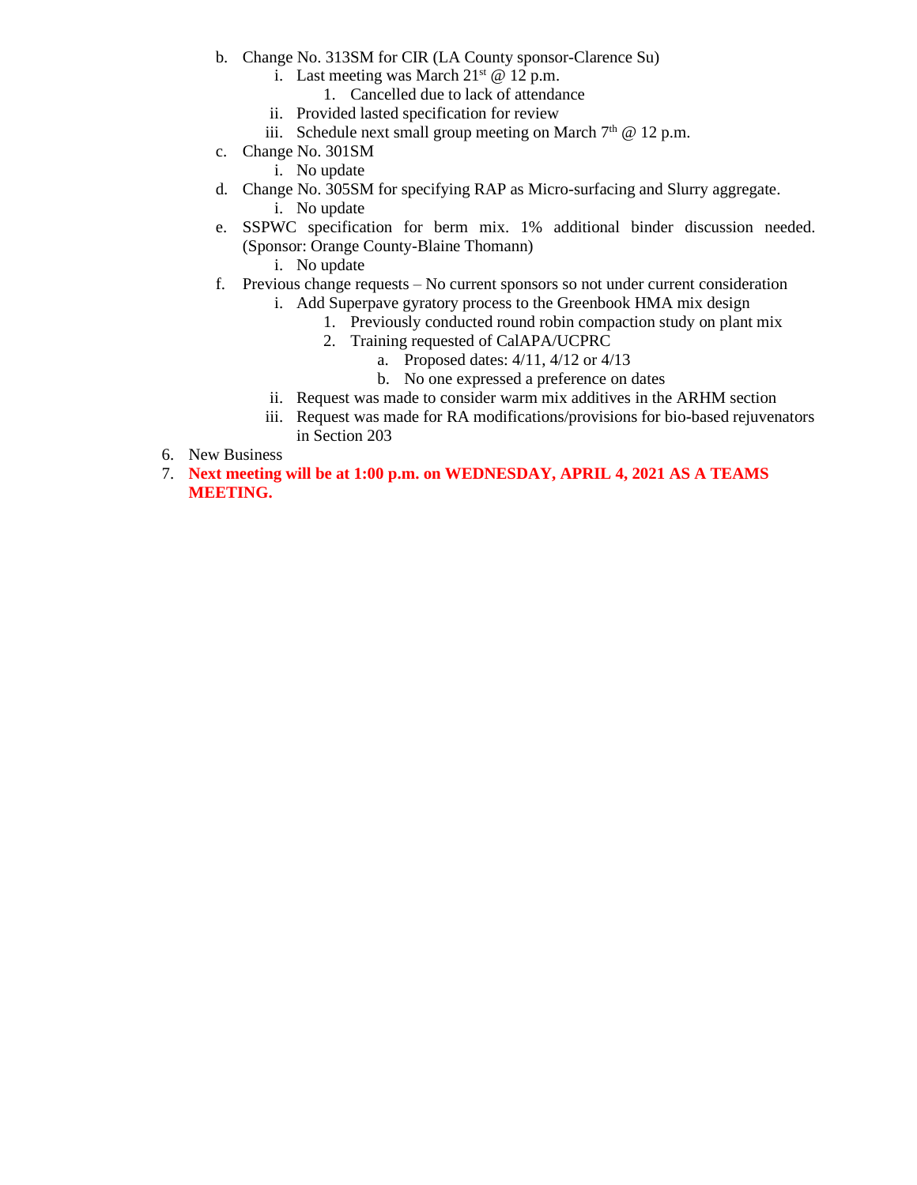b. Change No. 313SM for CIR (LA County sponsor-Clarence Su)
    i. Last meeting was March 21st @ 12 p.m.
        1. Cancelled due to lack of attendance
    ii. Provided lasted specification for review
    iii. Schedule next small group meeting on March 7th @ 12 p.m.

c. Change No. 301SM
    i. No update

d. Change No. 305SM for specifying RAP as Micro-surfacing and Slurry aggregate.
    i. No update

e. SSPWC specification for berm mix. 1% additional binder discussion needed. (Sponsor: Orange County-Blaine Thomann)
    i. No update

f. Previous change requests – No current sponsors so not under current consideration
    i. Add Superpave gyratory process to the Greenbook HMA mix design
        1. Previously conducted round robin compaction study on plant mix
        2. Training requested of CalAPA/UCPRC
            a. Proposed dates: 4/11, 4/12 or 4/13
            b. No one expressed a preference on dates
    ii. Request was made to consider warm mix additives in the ARHM section
    iii. Request was made for RA modifications/provisions for bio-based rejuvenators in Section 203

6. New Business
7. **Next meeting will be at 1:00 p.m. on WEDNESDAY, APRIL 4, 2021 AS A TEAMS MEETING.**